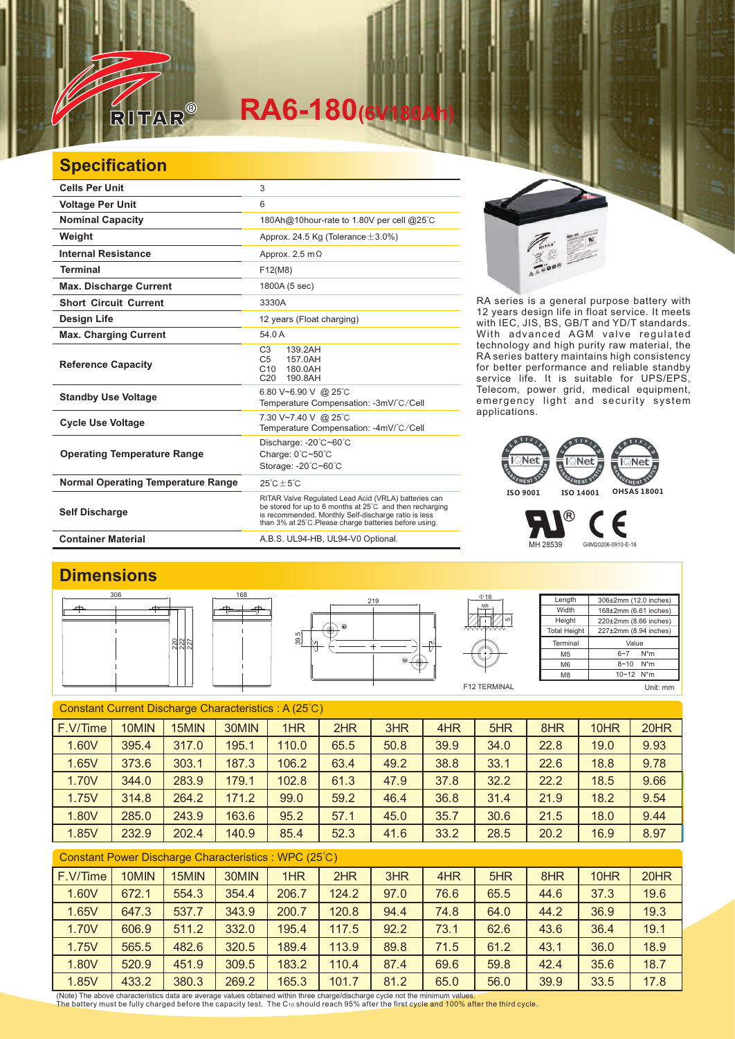# RITAR® RA6-180(6V180Ah)

## Specification

| | |
|---|---|
| Cells Per Unit | 3 |
| Voltage Per Unit | 6 |
| Nominal Capacity | 180Ah@10hour-rate to 1.80V per cell @25℃ |
| Weight | Approx. 24.5 Kg (Tolerance±3.0%) |
| Internal Resistance | Approx. 2.5 mΩ |
| Terminal | F12(M8) |
| Max. Discharge Current | 1800A (5 sec) |
| Short Circuit Current | 3330A |
| Design Life | 12 years (Float charging) |
| Max. Charging Current | 54.0 A |
| Reference Capacity | C3 139.2AH<br>C5 157.0AH<br>C10 180.0AH<br>C20 190.8AH |
| Standby Use Voltage | 6.80 V~6.90 V @ 25℃<br>Temperature Compensation: -3mV/℃/Cell |
| Cycle Use Voltage | 7.30 V~7.40 V @ 25℃<br>Temperature Compensation: -4mV/℃/Cell |
| Operating Temperature Range | Discharge: -20℃~60℃<br>Charge: 0℃~50℃<br>Storage: -20℃~60℃ |
| Normal Operating Temperature Range | 25℃±5℃ |
| Self Discharge | RITAR Valve Regulated Lead Acid (VRLA) batteries can be stored for up to 6 months at 25℃ and then recharging is recommended. Monthly Self-discharge ratio is less than 3% at 25℃.Please charge batteries before using. |
| Container Material | A.B.S. UL94-HB, UL94-V0 Optional. |

RA series is a general purpose battery with 12 years design life in float service. It meets with IEC, JIS, BS, GB/T and YD/T standards. With advanced AGM valve regulated technology and high purity raw material, the RA series battery maintains high consistency for better performance and reliable standby service life. It is suitable for UPS/EPS, Telecom, power grid, medical equipment, emergency light and security system applications.

ISO 9001 ISO 14001 OHSAS 18001

MH 28539 G4M20206-0910-E-16

## Dimensions

| | |
|---|---|
| Length | 306±2mm (12.0 inches) |
| Width | 168±2mm (6.61 inches) |
| Height | 220±2mm (8.66 inches) |
| Total Height | 227±2mm (8.94 inches) |

| Terminal | Value |
|---|---|
| M5 | 6~7 N*m |
| M6 | 8~10 N*m |
| M8 | 10~12 N*m |

F12 TERMINAL

Unit: mm

### Constant Current Discharge Characteristics : A (25℃)

| F.V/Time | 10MIN | 15MIN | 30MIN | 1HR | 2HR | 3HR | 4HR | 5HR | 8HR | 10HR | 20HR |
|---|---|---|---|---|---|---|---|---|---|---|---|
| 1.60V | 395.4 | 317.0 | 195.1 | 110.0 | 65.5 | 50.8 | 39.9 | 34.0 | 22.8 | 19.0 | 9.93 |
| 1.65V | 373.6 | 303.1 | 187.3 | 106.2 | 63.4 | 49.2 | 38.8 | 33.1 | 22.6 | 18.8 | 9.78 |
| 1.70V | 344.0 | 283.9 | 179.1 | 102.8 | 61.3 | 47.9 | 37.8 | 32.2 | 22.2 | 18.5 | 9.66 |
| 1.75V | 314.8 | 264.2 | 171.2 | 99.0 | 59.2 | 46.4 | 36.8 | 31.4 | 21.9 | 18.2 | 9.54 |
| 1.80V | 285.0 | 243.9 | 163.6 | 95.2 | 57.1 | 45.0 | 35.7 | 30.6 | 21.5 | 18.0 | 9.44 |
| 1.85V | 232.9 | 202.4 | 140.9 | 85.4 | 52.3 | 41.6 | 33.2 | 28.5 | 20.2 | 16.9 | 8.97 |

### Constant Power Discharge Characteristics : WPC (25℃)

| F.V/Time | 10MIN | 15MIN | 30MIN | 1HR | 2HR | 3HR | 4HR | 5HR | 8HR | 10HR | 20HR |
|---|---|---|---|---|---|---|---|---|---|---|---|
| 1.60V | 672.1 | 554.3 | 354.4 | 206.7 | 124.2 | 97.0 | 76.6 | 65.5 | 44.6 | 37.3 | 19.6 |
| 1.65V | 647.3 | 537.7 | 343.9 | 200.7 | 120.8 | 94.4 | 74.8 | 64.0 | 44.2 | 36.9 | 19.3 |
| 1.70V | 606.9 | 511.2 | 332.0 | 195.4 | 117.5 | 92.2 | 73.1 | 62.6 | 43.6 | 36.4 | 19.1 |
| 1.75V | 565.5 | 482.6 | 320.5 | 189.4 | 113.9 | 89.8 | 71.5 | 61.2 | 43.1 | 36.0 | 18.9 |
| 1.80V | 520.9 | 451.9 | 309.5 | 183.2 | 110.4 | 87.4 | 69.6 | 59.8 | 42.4 | 35.6 | 18.7 |
| 1.85V | 433.2 | 380.3 | 269.2 | 165.3 | 101.7 | 81.2 | 65.0 | 56.0 | 39.9 | 33.5 | 17.8 |

(Note) The above characteristics data are average values obtained within three charge/discharge cycle not the minimum values.
The battery must be fully charged before the capacity test. The $C_{10}$ should reach 95% after the first cycle and 100% after the third cycle.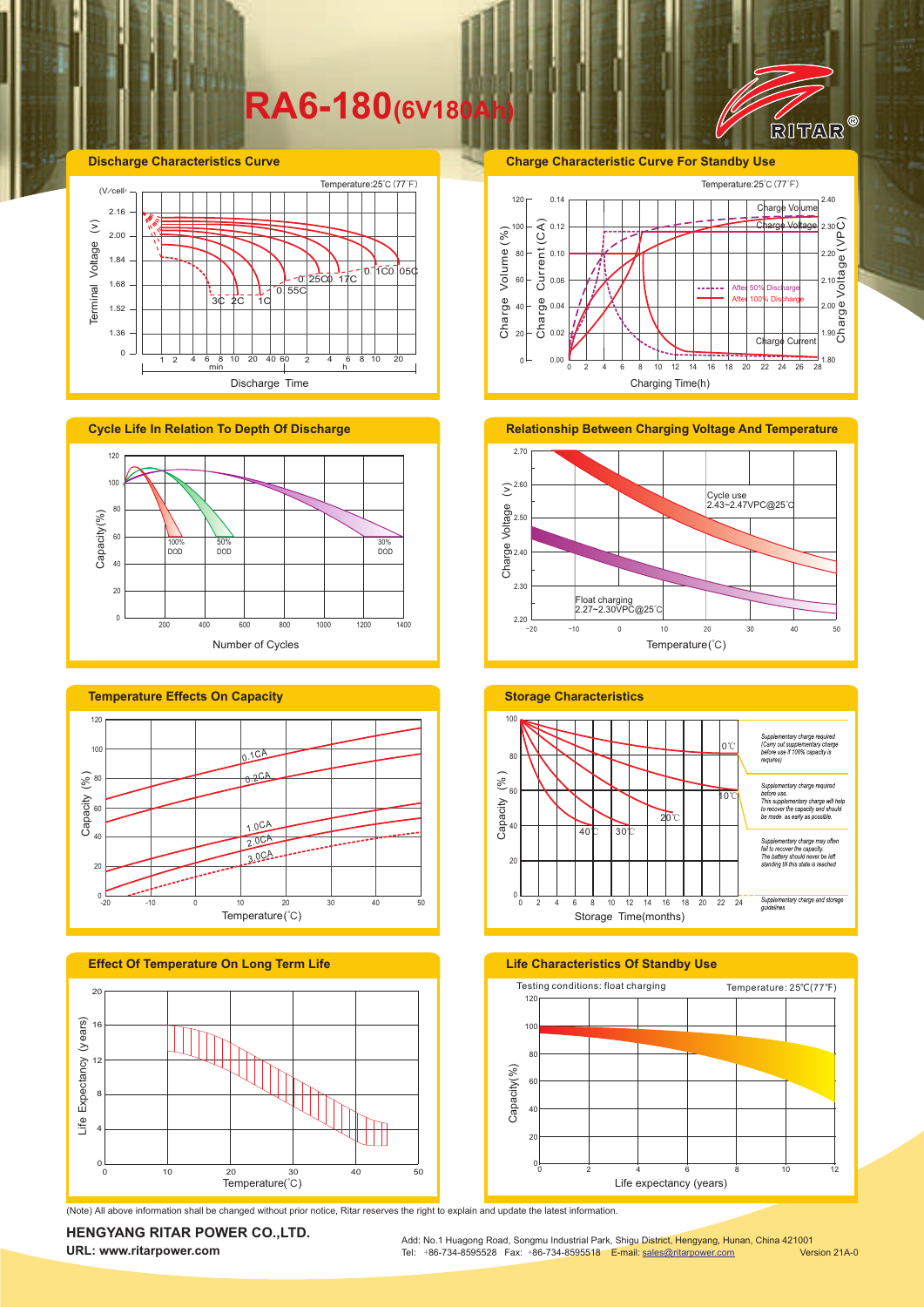# RA6-180(6V180Ah)

RITAR®

## Discharge Characteristics Curve

Temperature:25℃ (77℉)

(V/cell)

Terminal Voltage (v)

2.16
2.00
1.84
1.68
1.52
1.36
0

3C 2C 1C 0.55C 0.25C 0.17C 0.1C 0.05C

1 2 4 6 8 10 20 40 60 2 4 6 8 10 20

min h

Discharge Time

## Charge Characteristic Curve For Standby Use

Temperature:25℃ (77℉)

Charge Volume (%) 120 100 80 60 40 20 0

Charge Current (CA) 0.14 0.12 0.10 0.06 0.04 0.02 0.00

Charge Voltage (VPC) 2.40 2.30 2.20 2.10 2.00 1.90 1.80

Charge Volume

Charge Voltage

After 50% Discharge

After 100% Discharge

Charge Current

0 2 4 6 8 10 12 14 16 18 20 22 24 26 28

Charging Time(h)

## Cycle Life In Relation To Depth Of Discharge

Capacity(%) 120 100 80 60 40 20 0

100% DOD

50% DOD

30% DOD

200 400 600 800 1000 1200 1400

Number of Cycles

## Relationship Between Charging Voltage And Temperature

Charge Voltage (v) 2.70 2.60 2.50 2.40 2.30 2.20

Cycle use
2.43~2.47VPC@25℃

Float charging
2.27~2.30VPC@25℃

−20 −10 0 10 20 30 40 50

Temperature(℃)

## Temperature Effects On Capacity

Capacity (%) 120 100 80 60 40 20 0

0.1CA
0.2CA
1.0CA
2.0CA
3.0CA

-20 -10 0 10 20 30 40 50

Temperature(℃)

## Storage Characteristics

Capacity (%) 100 80 60 40 20 0

0℃
10℃
20℃
30℃
40℃

0 2 4 6 8 10 12 14 16 18 20 22 24

Storage Time(months)

Supplementary charge required (Carry out supplementary charge before use if 100% capacity is requires)

Supplementary charge required before use. This supplementary charge will help to recover the capacity and should be made as early as possible.

Supplementary charge may often fail to recover the capacity. The battery should never be left standing till this state is reached

Supplementary charge and storage guidelines

## Effect Of Temperature On Long Term Life

Life Expectancy (years) 20 16 12 8 4 0

0 10 20 30 40 50

Temperature(℃)

## Life Characteristics Of Standby Use

Testing conditions: float charging

Temperature: 25℃(77℉)

Capacity(%) 120 100 80 60 40 20 0

0 2 4 6 8 10 12

Life expectancy (years)

(Note) All above information shall be changed without prior notice, Ritar reserves the right to explain and update the latest information.

**HENGYANG RITAR POWER CO.,LTD.**
**URL: www.ritarpower.com**

Add: No.1 Huagong Road, Songmu Industrial Park, Shigu District, Hengyang, Hunan, China 421001
Tel: +86-734-8595528 Fax: +86-734-8595518 E-mail: sales@ritarpower.com

Version 21A-0